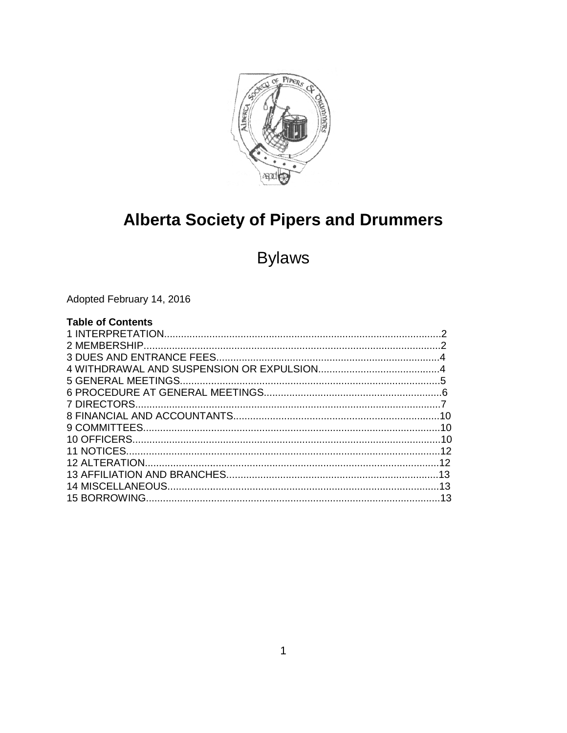# Alberta Society of Pipers and Drummers

## Bylaws

Adopted February 14, 2016

**Table of Contents**

1 INTERPRETATION....................................................................................................2
2 MEMBERSHIP..........................................................................................................2
3 DUES AND ENTRANCE FEES................................................................................4
4 WITHDRAWAL AND SUSPENSION OR EXPULSION...........................................4
5 GENERAL MEETINGS.............................................................................................5
6 PROCEDURE AT GENERAL MEETINGS...............................................................6
7 DIRECTORS.............................................................................................................7
8 FINANCIAL AND ACCOUNTANTS.........................................................................10
9 COMMITTEES..........................................................................................................10
10 OFFICERS..............................................................................................................10
11 NOTICES................................................................................................................12
12 ALTERATION..........................................................................................................12
13 AFFILIATION AND BRANCHES............................................................................13
14 MISCELLANEOUS.................................................................................................13
15 BORROWING.........................................................................................................13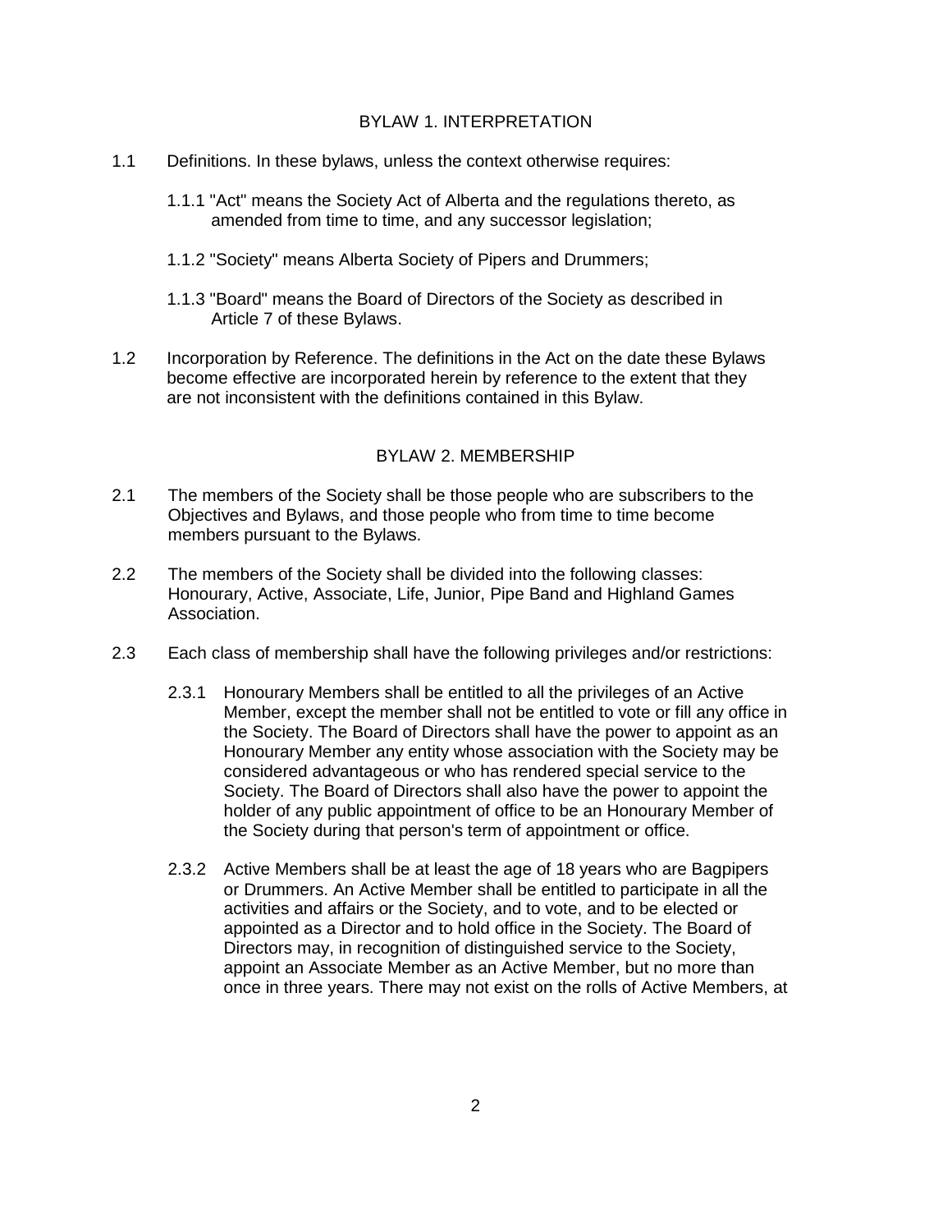## BYLAW 1. INTERPRETATION

1.1 Definitions. In these bylaws, unless the context otherwise requires:

1.1.1 "Act" means the Society Act of Alberta and the regulations thereto, as amended from time to time, and any successor legislation;

1.1.2 "Society" means Alberta Society of Pipers and Drummers;

1.1.3 "Board" means the Board of Directors of the Society as described in Article 7 of these Bylaws.

1.2 Incorporation by Reference. The definitions in the Act on the date these Bylaws become effective are incorporated herein by reference to the extent that they are not inconsistent with the definitions contained in this Bylaw.

## BYLAW 2. MEMBERSHIP

2.1 The members of the Society shall be those people who are subscribers to the Objectives and Bylaws, and those people who from time to time become members pursuant to the Bylaws.

2.2 The members of the Society shall be divided into the following classes: Honourary, Active, Associate, Life, Junior, Pipe Band and Highland Games Association.

2.3 Each class of membership shall have the following privileges and/or restrictions:

2.3.1 Honourary Members shall be entitled to all the privileges of an Active Member, except the member shall not be entitled to vote or fill any office in the Society. The Board of Directors shall have the power to appoint as an Honourary Member any entity whose association with the Society may be considered advantageous or who has rendered special service to the Society. The Board of Directors shall also have the power to appoint the holder of any public appointment of office to be an Honourary Member of the Society during that person's term of appointment or office.

2.3.2 Active Members shall be at least the age of 18 years who are Bagpipers or Drummers. An Active Member shall be entitled to participate in all the activities and affairs or the Society, and to vote, and to be elected or appointed as a Director and to hold office in the Society. The Board of Directors may, in recognition of distinguished service to the Society, appoint an Associate Member as an Active Member, but no more than once in three years. There may not exist on the rolls of Active Members, at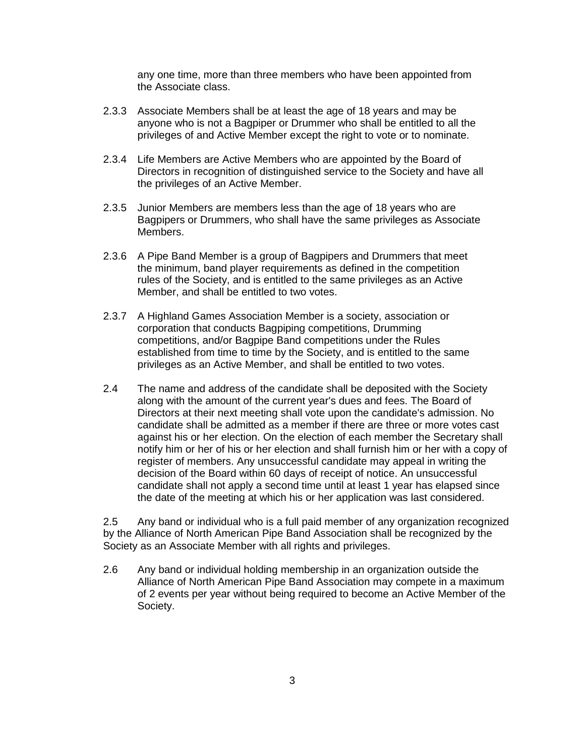any one time, more than three members who have been appointed from the Associate class.

2.3.3 Associate Members shall be at least the age of 18 years and may be anyone who is not a Bagpiper or Drummer who shall be entitled to all the privileges of and Active Member except the right to vote or to nominate.

2.3.4 Life Members are Active Members who are appointed by the Board of Directors in recognition of distinguished service to the Society and have all the privileges of an Active Member.

2.3.5 Junior Members are members less than the age of 18 years who are Bagpipers or Drummers, who shall have the same privileges as Associate Members.

2.3.6 A Pipe Band Member is a group of Bagpipers and Drummers that meet the minimum, band player requirements as defined in the competition rules of the Society, and is entitled to the same privileges as an Active Member, and shall be entitled to two votes.

2.3.7 A Highland Games Association Member is a society, association or corporation that conducts Bagpiping competitions, Drumming competitions, and/or Bagpipe Band competitions under the Rules established from time to time by the Society, and is entitled to the same privileges as an Active Member, and shall be entitled to two votes.

2.4 The name and address of the candidate shall be deposited with the Society along with the amount of the current year's dues and fees. The Board of Directors at their next meeting shall vote upon the candidate's admission. No candidate shall be admitted as a member if there are three or more votes cast against his or her election. On the election of each member the Secretary shall notify him or her of his or her election and shall furnish him or her with a copy of register of members. Any unsuccessful candidate may appeal in writing the decision of the Board within 60 days of receipt of notice. An unsuccessful candidate shall not apply a second time until at least 1 year has elapsed since the date of the meeting at which his or her application was last considered.

2.5 Any band or individual who is a full paid member of any organization recognized by the Alliance of North American Pipe Band Association shall be recognized by the Society as an Associate Member with all rights and privileges.

2.6 Any band or individual holding membership in an organization outside the Alliance of North American Pipe Band Association may compete in a maximum of 2 events per year without being required to become an Active Member of the Society.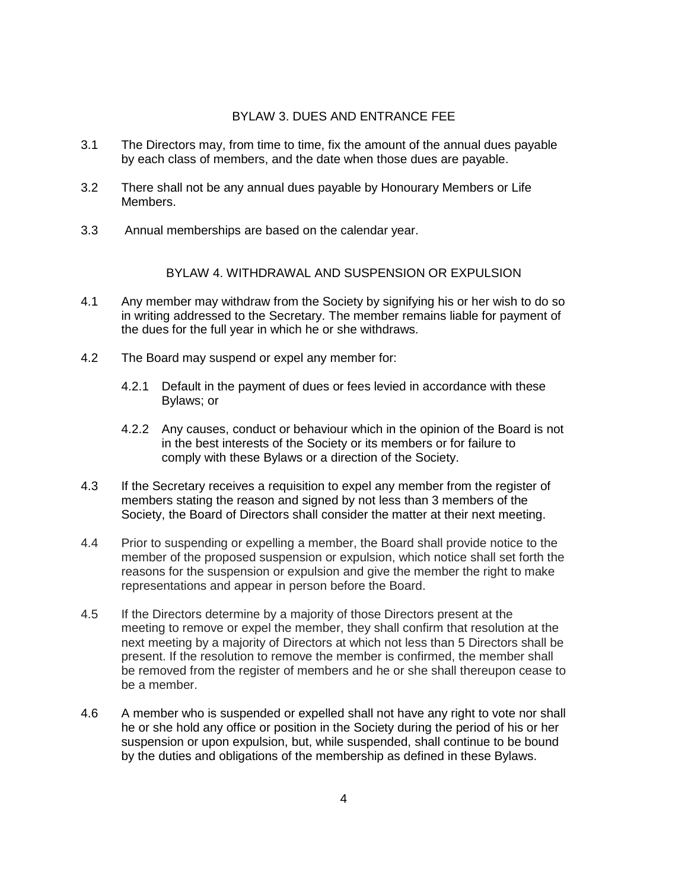## BYLAW 3. DUES AND ENTRANCE FEE

3.1 The Directors may, from time to time, fix the amount of the annual dues payable by each class of members, and the date when those dues are payable.

3.2 There shall not be any annual dues payable by Honourary Members or Life Members.

3.3 Annual memberships are based on the calendar year.

## BYLAW 4. WITHDRAWAL AND SUSPENSION OR EXPULSION

4.1 Any member may withdraw from the Society by signifying his or her wish to do so in writing addressed to the Secretary. The member remains liable for payment of the dues for the full year in which he or she withdraws.

4.2 The Board may suspend or expel any member for:

4.2.1 Default in the payment of dues or fees levied in accordance with these Bylaws; or

4.2.2 Any causes, conduct or behaviour which in the opinion of the Board is not in the best interests of the Society or its members or for failure to comply with these Bylaws or a direction of the Society.

4.3 If the Secretary receives a requisition to expel any member from the register of members stating the reason and signed by not less than 3 members of the Society, the Board of Directors shall consider the matter at their next meeting.

4.4 Prior to suspending or expelling a member, the Board shall provide notice to the member of the proposed suspension or expulsion, which notice shall set forth the reasons for the suspension or expulsion and give the member the right to make representations and appear in person before the Board.

4.5 If the Directors determine by a majority of those Directors present at the meeting to remove or expel the member, they shall confirm that resolution at the next meeting by a majority of Directors at which not less than 5 Directors shall be present. If the resolution to remove the member is confirmed, the member shall be removed from the register of members and he or she shall thereupon cease to be a member.

4.6 A member who is suspended or expelled shall not have any right to vote nor shall he or she hold any office or position in the Society during the period of his or her suspension or upon expulsion, but, while suspended, shall continue to be bound by the duties and obligations of the membership as defined in these Bylaws.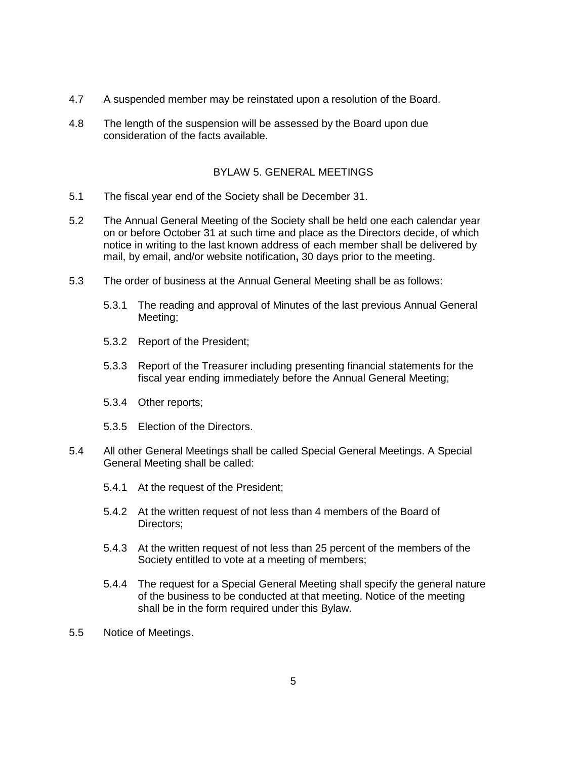4.7 A suspended member may be reinstated upon a resolution of the Board.

4.8 The length of the suspension will be assessed by the Board upon due consideration of the facts available.

## BYLAW 5. GENERAL MEETINGS

5.1 The fiscal year end of the Society shall be December 31.

5.2 The Annual General Meeting of the Society shall be held one each calendar year on or before October 31 at such time and place as the Directors decide, of which notice in writing to the last known address of each member shall be delivered by mail, by email, and/or website notification**,** 30 days prior to the meeting.

5.3 The order of business at the Annual General Meeting shall be as follows:

- 5.3.1 The reading and approval of Minutes of the last previous Annual General Meeting;
- 5.3.2 Report of the President;
- 5.3.3 Report of the Treasurer including presenting financial statements for the fiscal year ending immediately before the Annual General Meeting;
- 5.3.4 Other reports;
- 5.3.5 Election of the Directors.

5.4 All other General Meetings shall be called Special General Meetings. A Special General Meeting shall be called:

- 5.4.1 At the request of the President;
- 5.4.2 At the written request of not less than 4 members of the Board of Directors;
- 5.4.3 At the written request of not less than 25 percent of the members of the Society entitled to vote at a meeting of members;
- 5.4.4 The request for a Special General Meeting shall specify the general nature of the business to be conducted at that meeting. Notice of the meeting shall be in the form required under this Bylaw.

5.5 Notice of Meetings.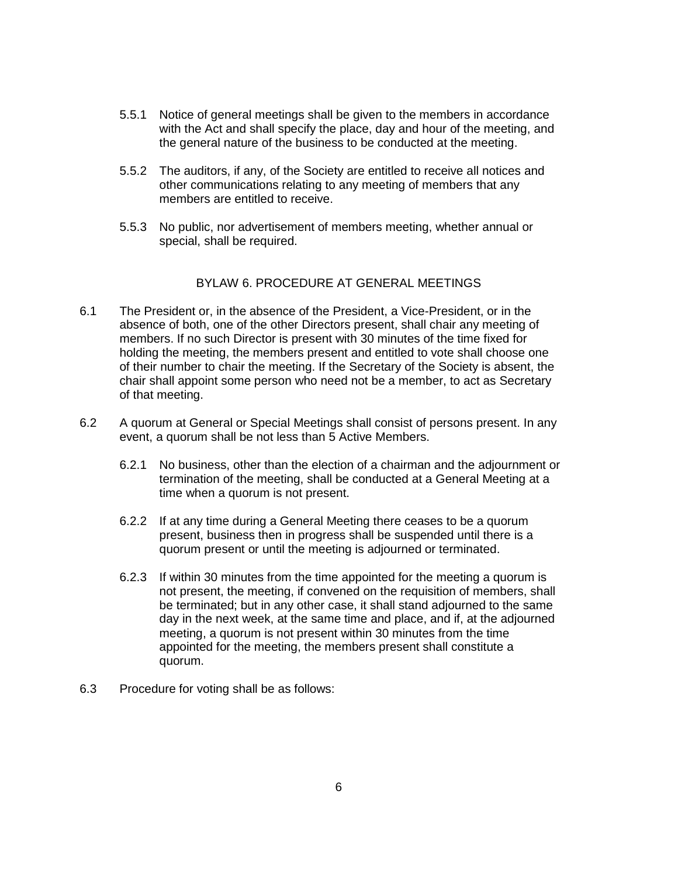5.5.1 Notice of general meetings shall be given to the members in accordance with the Act and shall specify the place, day and hour of the meeting, and the general nature of the business to be conducted at the meeting.

5.5.2 The auditors, if any, of the Society are entitled to receive all notices and other communications relating to any meeting of members that any members are entitled to receive.

5.5.3 No public, nor advertisement of members meeting, whether annual or special, shall be required.

## BYLAW 6. PROCEDURE AT GENERAL MEETINGS

6.1 The President or, in the absence of the President, a Vice-President, or in the absence of both, one of the other Directors present, shall chair any meeting of members. If no such Director is present with 30 minutes of the time fixed for holding the meeting, the members present and entitled to vote shall choose one of their number to chair the meeting. If the Secretary of the Society is absent, the chair shall appoint some person who need not be a member, to act as Secretary of that meeting.

6.2 A quorum at General or Special Meetings shall consist of persons present. In any event, a quorum shall be not less than 5 Active Members.

6.2.1 No business, other than the election of a chairman and the adjournment or termination of the meeting, shall be conducted at a General Meeting at a time when a quorum is not present.

6.2.2 If at any time during a General Meeting there ceases to be a quorum present, business then in progress shall be suspended until there is a quorum present or until the meeting is adjourned or terminated.

6.2.3 If within 30 minutes from the time appointed for the meeting a quorum is not present, the meeting, if convened on the requisition of members, shall be terminated; but in any other case, it shall stand adjourned to the same day in the next week, at the same time and place, and if, at the adjourned meeting, a quorum is not present within 30 minutes from the time appointed for the meeting, the members present shall constitute a quorum.

6.3 Procedure for voting shall be as follows: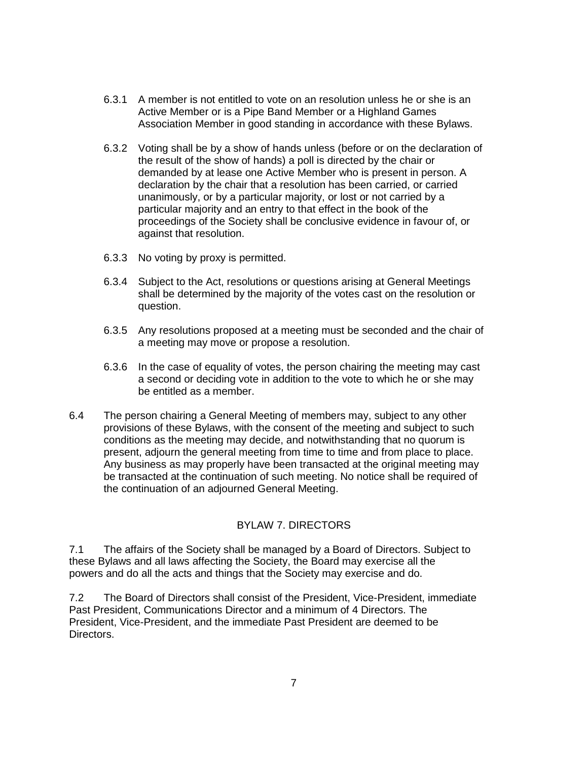6.3.1 A member is not entitled to vote on an resolution unless he or she is an Active Member or is a Pipe Band Member or a Highland Games Association Member in good standing in accordance with these Bylaws.

6.3.2 Voting shall be by a show of hands unless (before or on the declaration of the result of the show of hands) a poll is directed by the chair or demanded by at lease one Active Member who is present in person. A declaration by the chair that a resolution has been carried, or carried unanimously, or by a particular majority, or lost or not carried by a particular majority and an entry to that effect in the book of the proceedings of the Society shall be conclusive evidence in favour of, or against that resolution.

6.3.3 No voting by proxy is permitted.

6.3.4 Subject to the Act, resolutions or questions arising at General Meetings shall be determined by the majority of the votes cast on the resolution or question.

6.3.5 Any resolutions proposed at a meeting must be seconded and the chair of a meeting may move or propose a resolution.

6.3.6 In the case of equality of votes, the person chairing the meeting may cast a second or deciding vote in addition to the vote to which he or she may be entitled as a member.

6.4 The person chairing a General Meeting of members may, subject to any other provisions of these Bylaws, with the consent of the meeting and subject to such conditions as the meeting may decide, and notwithstanding that no quorum is present, adjourn the general meeting from time to time and from place to place. Any business as may properly have been transacted at the original meeting may be transacted at the continuation of such meeting. No notice shall be required of the continuation of an adjourned General Meeting.

## BYLAW 7. DIRECTORS

7.1 The affairs of the Society shall be managed by a Board of Directors. Subject to these Bylaws and all laws affecting the Society, the Board may exercise all the powers and do all the acts and things that the Society may exercise and do.

7.2 The Board of Directors shall consist of the President, Vice-President, immediate Past President, Communications Director and a minimum of 4 Directors. The President, Vice-President, and the immediate Past President are deemed to be Directors.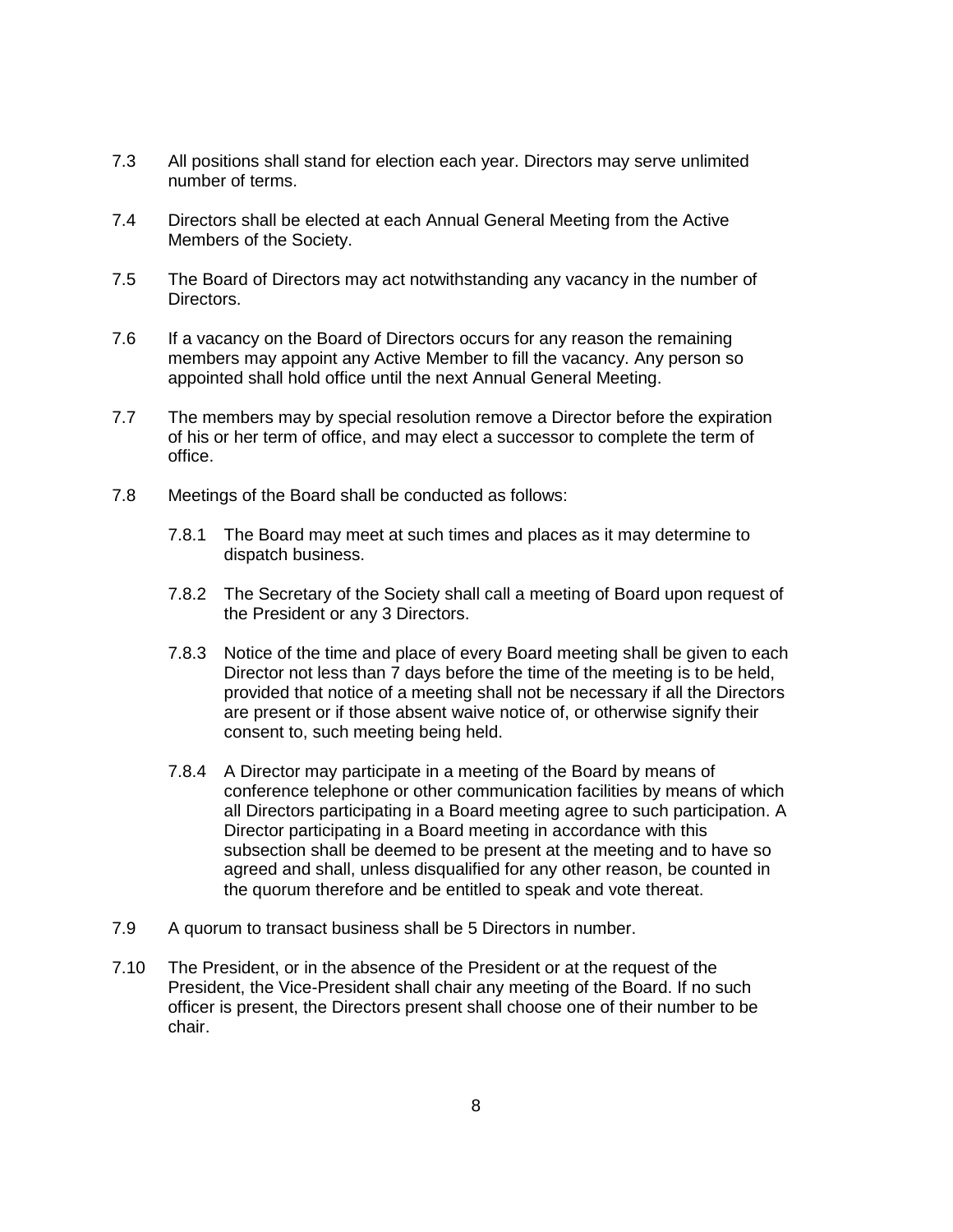7.3 All positions shall stand for election each year. Directors may serve unlimited number of terms.

7.4 Directors shall be elected at each Annual General Meeting from the Active Members of the Society.

7.5 The Board of Directors may act notwithstanding any vacancy in the number of Directors.

7.6 If a vacancy on the Board of Directors occurs for any reason the remaining members may appoint any Active Member to fill the vacancy. Any person so appointed shall hold office until the next Annual General Meeting.

7.7 The members may by special resolution remove a Director before the expiration of his or her term of office, and may elect a successor to complete the term of office.

7.8 Meetings of the Board shall be conducted as follows:

- 7.8.1 The Board may meet at such times and places as it may determine to dispatch business.

- 7.8.2 The Secretary of the Society shall call a meeting of Board upon request of the President or any 3 Directors.

- 7.8.3 Notice of the time and place of every Board meeting shall be given to each Director not less than 7 days before the time of the meeting is to be held, provided that notice of a meeting shall not be necessary if all the Directors are present or if those absent waive notice of, or otherwise signify their consent to, such meeting being held.

- 7.8.4 A Director may participate in a meeting of the Board by means of conference telephone or other communication facilities by means of which all Directors participating in a Board meeting agree to such participation. A Director participating in a Board meeting in accordance with this subsection shall be deemed to be present at the meeting and to have so agreed and shall, unless disqualified for any other reason, be counted in the quorum therefore and be entitled to speak and vote thereat.

7.9 A quorum to transact business shall be 5 Directors in number.

7.10 The President, or in the absence of the President or at the request of the President, the Vice-President shall chair any meeting of the Board. If no such officer is present, the Directors present shall choose one of their number to be chair.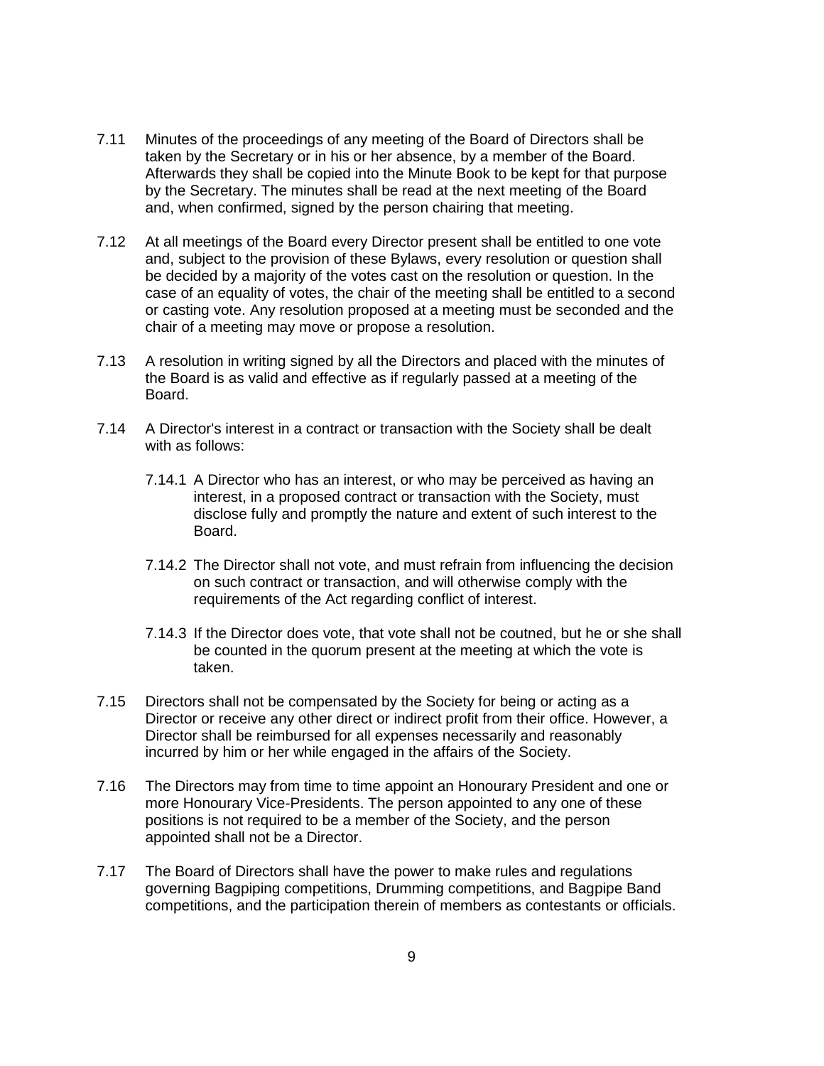7.11 Minutes of the proceedings of any meeting of the Board of Directors shall be taken by the Secretary or in his or her absence, by a member of the Board. Afterwards they shall be copied into the Minute Book to be kept for that purpose by the Secretary. The minutes shall be read at the next meeting of the Board and, when confirmed, signed by the person chairing that meeting.

7.12 At all meetings of the Board every Director present shall be entitled to one vote and, subject to the provision of these Bylaws, every resolution or question shall be decided by a majority of the votes cast on the resolution or question. In the case of an equality of votes, the chair of the meeting shall be entitled to a second or casting vote. Any resolution proposed at a meeting must be seconded and the chair of a meeting may move or propose a resolution.

7.13 A resolution in writing signed by all the Directors and placed with the minutes of the Board is as valid and effective as if regularly passed at a meeting of the Board.

7.14 A Director's interest in a contract or transaction with the Society shall be dealt with as follows:

  7.14.1 A Director who has an interest, or who may be perceived as having an interest, in a proposed contract or transaction with the Society, must disclose fully and promptly the nature and extent of such interest to the Board.

  7.14.2 The Director shall not vote, and must refrain from influencing the decision on such contract or transaction, and will otherwise comply with the requirements of the Act regarding conflict of interest.

  7.14.3 If the Director does vote, that vote shall not be coutned, but he or she shall be counted in the quorum present at the meeting at which the vote is taken.

7.15 Directors shall not be compensated by the Society for being or acting as a Director or receive any other direct or indirect profit from their office. However, a Director shall be reimbursed for all expenses necessarily and reasonably incurred by him or her while engaged in the affairs of the Society.

7.16 The Directors may from time to time appoint an Honourary President and one or more Honourary Vice-Presidents. The person appointed to any one of these positions is not required to be a member of the Society, and the person appointed shall not be a Director.

7.17 The Board of Directors shall have the power to make rules and regulations governing Bagpiping competitions, Drumming competitions, and Bagpipe Band competitions, and the participation therein of members as contestants or officials.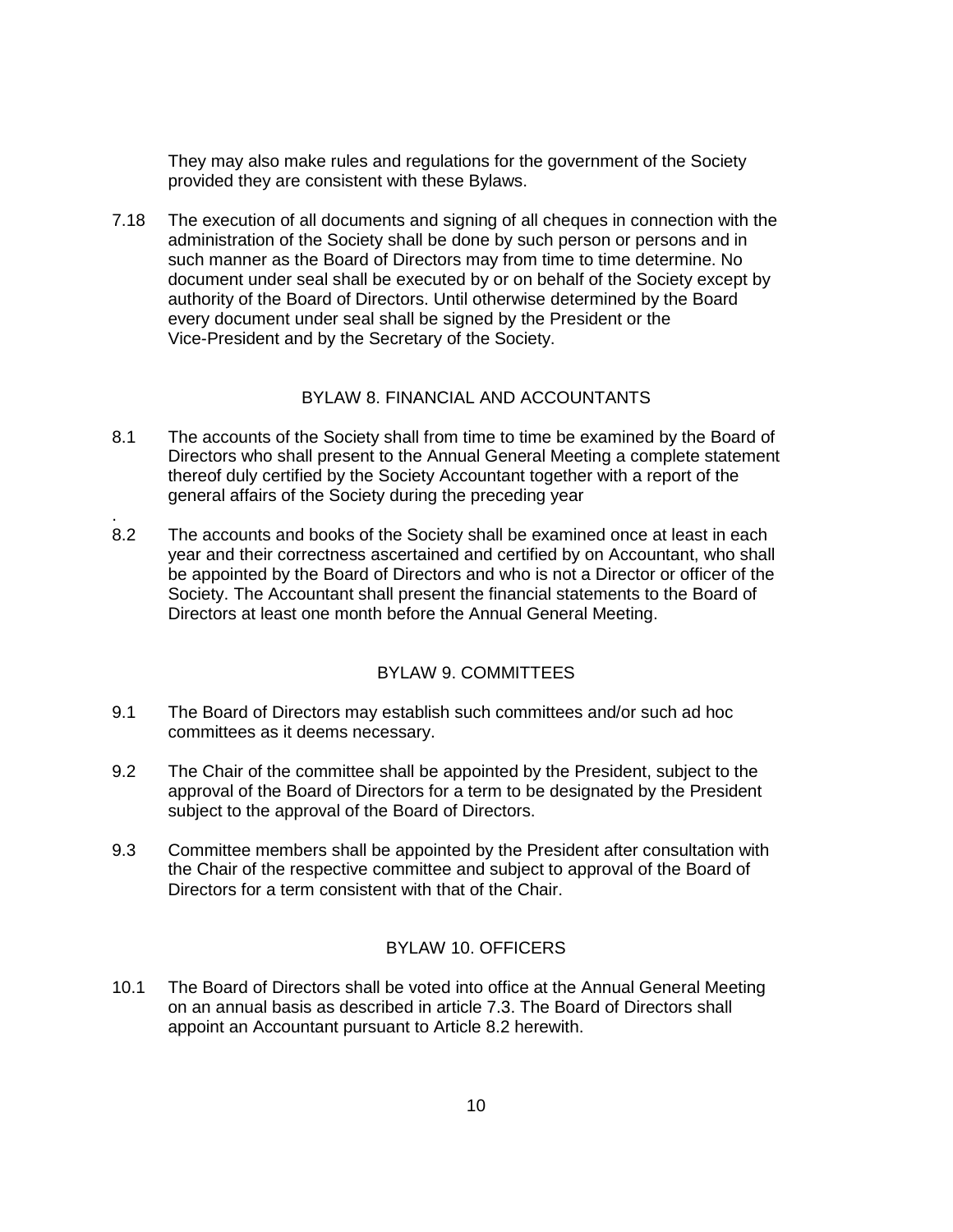They may also make rules and regulations for the government of the Society provided they are consistent with these Bylaws.

7.18 The execution of all documents and signing of all cheques in connection with the administration of the Society shall be done by such person or persons and in such manner as the Board of Directors may from time to time determine. No document under seal shall be executed by or on behalf of the Society except by authority of the Board of Directors. Until otherwise determined by the Board every document under seal shall be signed by the President or the Vice-President and by the Secretary of the Society.

## BYLAW 8. FINANCIAL AND ACCOUNTANTS

8.1 The accounts of the Society shall from time to time be examined by the Board of Directors who shall present to the Annual General Meeting a complete statement thereof duly certified by the Society Accountant together with a report of the general affairs of the Society during the preceding year
.

8.2 The accounts and books of the Society shall be examined once at least in each year and their correctness ascertained and certified by on Accountant, who shall be appointed by the Board of Directors and who is not a Director or officer of the Society. The Accountant shall present the financial statements to the Board of Directors at least one month before the Annual General Meeting.

## BYLAW 9. COMMITTEES

9.1 The Board of Directors may establish such committees and/or such ad hoc committees as it deems necessary.

9.2 The Chair of the committee shall be appointed by the President, subject to the approval of the Board of Directors for a term to be designated by the President subject to the approval of the Board of Directors.

9.3 Committee members shall be appointed by the President after consultation with the Chair of the respective committee and subject to approval of the Board of Directors for a term consistent with that of the Chair.

## BYLAW 10. OFFICERS

10.1 The Board of Directors shall be voted into office at the Annual General Meeting on an annual basis as described in article 7.3. The Board of Directors shall appoint an Accountant pursuant to Article 8.2 herewith.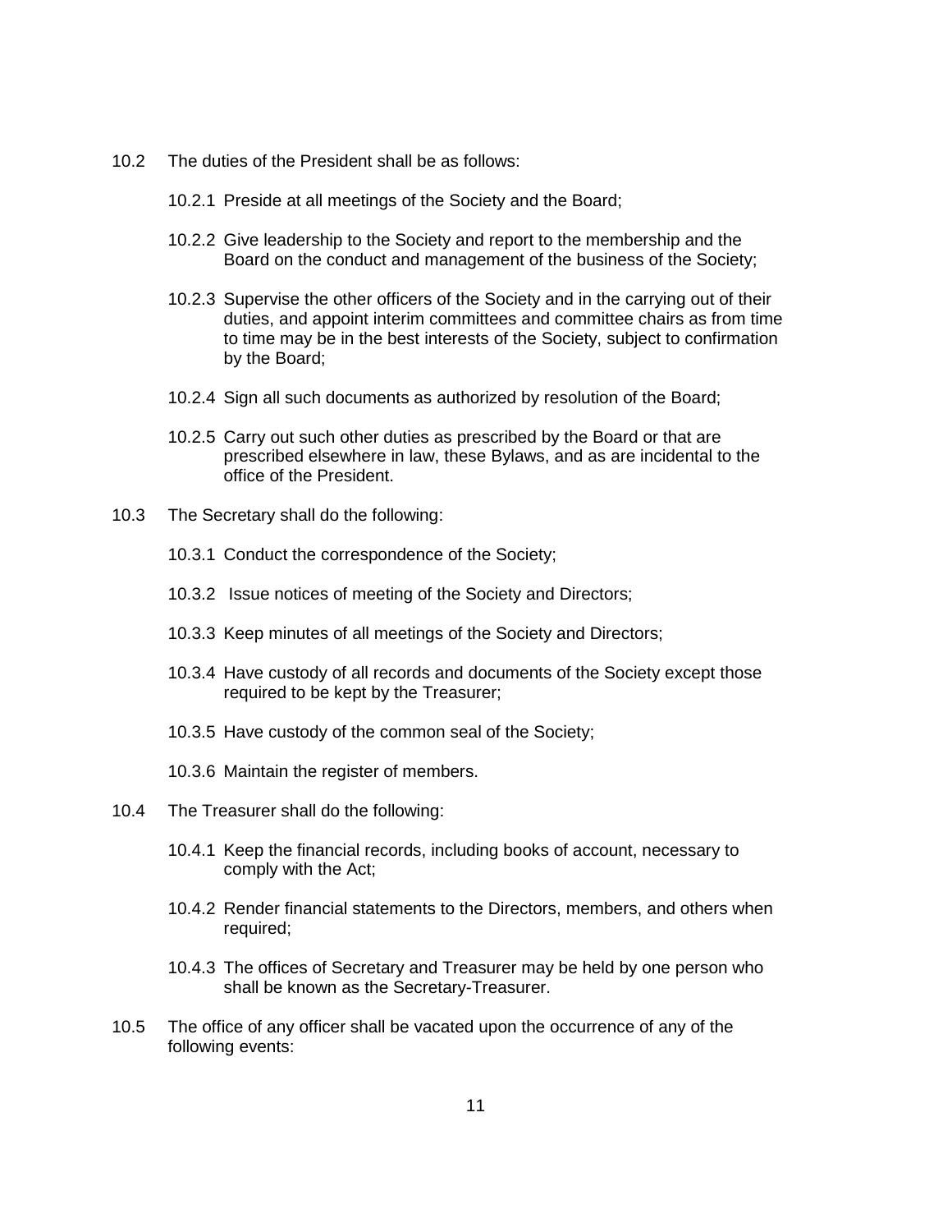10.2 The duties of the President shall be as follows:

 10.2.1 Preside at all meetings of the Society and the Board;

 10.2.2 Give leadership to the Society and report to the membership and the Board on the conduct and management of the business of the Society;

 10.2.3 Supervise the other officers of the Society and in the carrying out of their duties, and appoint interim committees and committee chairs as from time to time may be in the best interests of the Society, subject to confirmation by the Board;

 10.2.4 Sign all such documents as authorized by resolution of the Board;

 10.2.5 Carry out such other duties as prescribed by the Board or that are prescribed elsewhere in law, these Bylaws, and as are incidental to the office of the President.

10.3 The Secretary shall do the following:

 10.3.1 Conduct the correspondence of the Society;

 10.3.2 Issue notices of meeting of the Society and Directors;

 10.3.3 Keep minutes of all meetings of the Society and Directors;

 10.3.4 Have custody of all records and documents of the Society except those required to be kept by the Treasurer;

 10.3.5 Have custody of the common seal of the Society;

 10.3.6 Maintain the register of members.

10.4 The Treasurer shall do the following:

 10.4.1 Keep the financial records, including books of account, necessary to comply with the Act;

 10.4.2 Render financial statements to the Directors, members, and others when required;

 10.4.3 The offices of Secretary and Treasurer may be held by one person who shall be known as the Secretary-Treasurer.

10.5 The office of any officer shall be vacated upon the occurrence of any of the following events: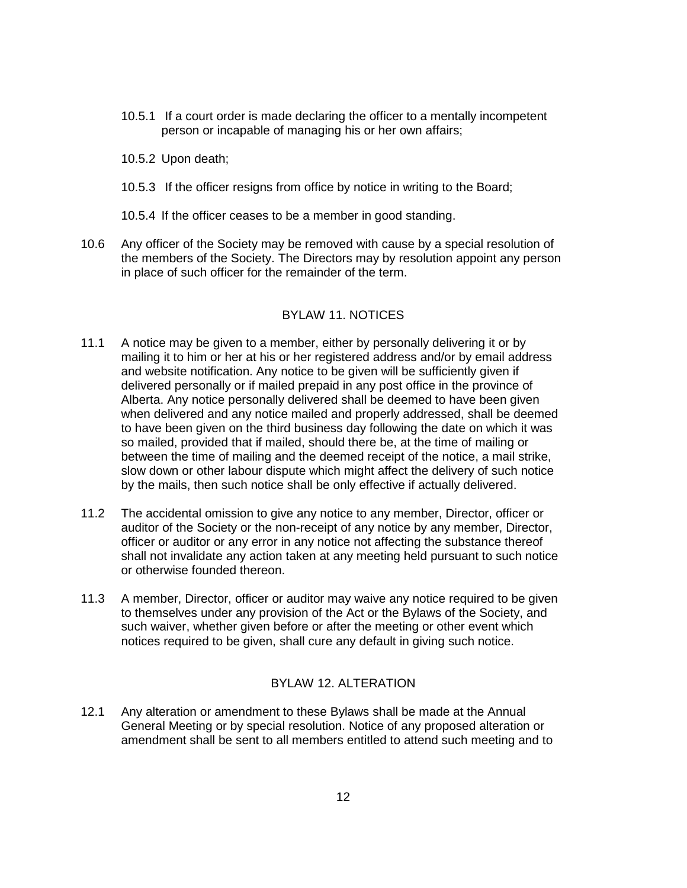10.5.1 If a court order is made declaring the officer to a mentally incompetent person or incapable of managing his or her own affairs;

10.5.2 Upon death;

10.5.3 If the officer resigns from office by notice in writing to the Board;

10.5.4 If the officer ceases to be a member in good standing.

10.6 Any officer of the Society may be removed with cause by a special resolution of the members of the Society. The Directors may by resolution appoint any person in place of such officer for the remainder of the term.

## BYLAW 11. NOTICES

11.1 A notice may be given to a member, either by personally delivering it or by mailing it to him or her at his or her registered address and/or by email address and website notification. Any notice to be given will be sufficiently given if delivered personally or if mailed prepaid in any post office in the province of Alberta. Any notice personally delivered shall be deemed to have been given when delivered and any notice mailed and properly addressed, shall be deemed to have been given on the third business day following the date on which it was so mailed, provided that if mailed, should there be, at the time of mailing or between the time of mailing and the deemed receipt of the notice, a mail strike, slow down or other labour dispute which might affect the delivery of such notice by the mails, then such notice shall be only effective if actually delivered.

11.2 The accidental omission to give any notice to any member, Director, officer or auditor of the Society or the non-receipt of any notice by any member, Director, officer or auditor or any error in any notice not affecting the substance thereof shall not invalidate any action taken at any meeting held pursuant to such notice or otherwise founded thereon.

11.3 A member, Director, officer or auditor may waive any notice required to be given to themselves under any provision of the Act or the Bylaws of the Society, and such waiver, whether given before or after the meeting or other event which notices required to be given, shall cure any default in giving such notice.

## BYLAW 12. ALTERATION

12.1 Any alteration or amendment to these Bylaws shall be made at the Annual General Meeting or by special resolution. Notice of any proposed alteration or amendment shall be sent to all members entitled to attend such meeting and to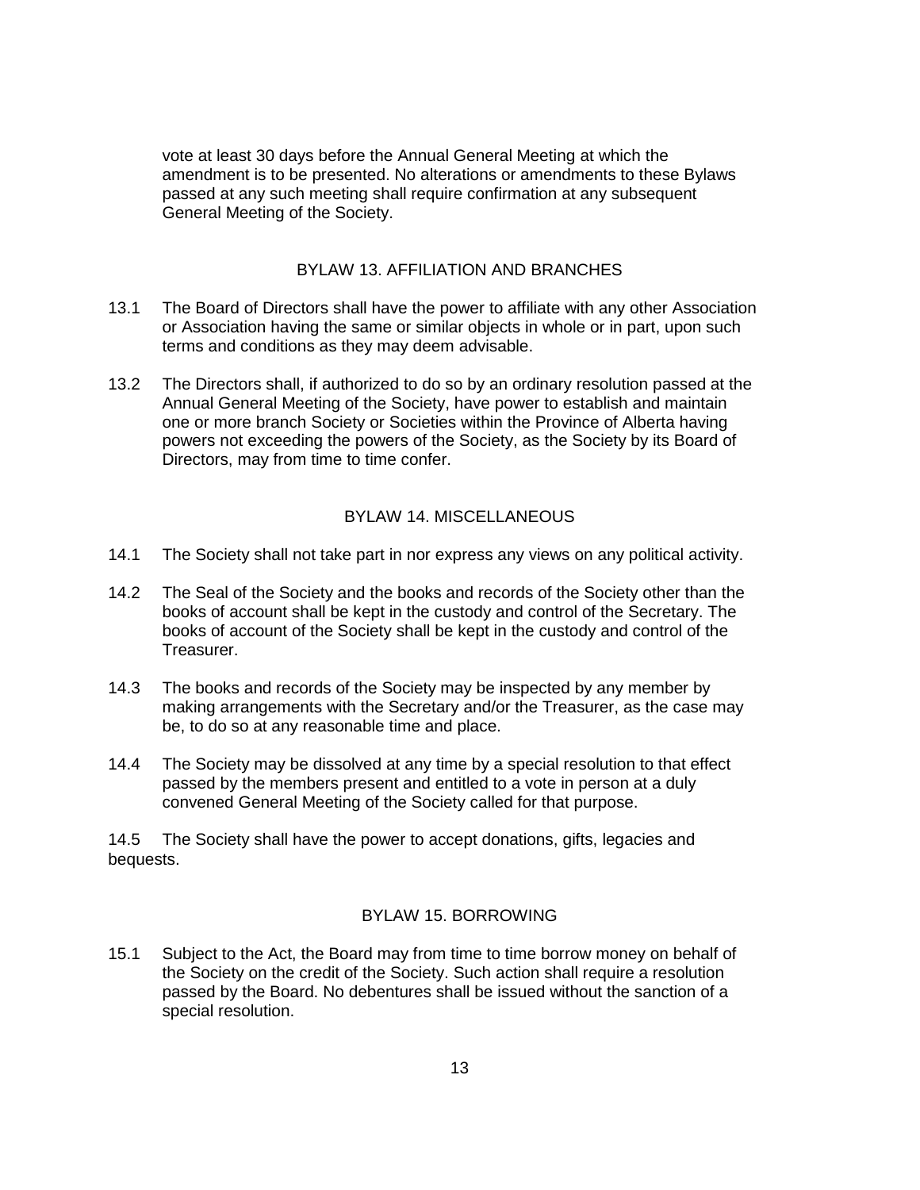vote at least 30 days before the Annual General Meeting at which the amendment is to be presented. No alterations or amendments to these Bylaws passed at any such meeting shall require confirmation at any subsequent General Meeting of the Society.

## BYLAW 13. AFFILIATION AND BRANCHES

13.1 The Board of Directors shall have the power to affiliate with any other Association or Association having the same or similar objects in whole or in part, upon such terms and conditions as they may deem advisable.

13.2 The Directors shall, if authorized to do so by an ordinary resolution passed at the Annual General Meeting of the Society, have power to establish and maintain one or more branch Society or Societies within the Province of Alberta having powers not exceeding the powers of the Society, as the Society by its Board of Directors, may from time to time confer.

## BYLAW 14. MISCELLANEOUS

14.1 The Society shall not take part in nor express any views on any political activity.

14.2 The Seal of the Society and the books and records of the Society other than the books of account shall be kept in the custody and control of the Secretary. The books of account of the Society shall be kept in the custody and control of the Treasurer.

14.3 The books and records of the Society may be inspected by any member by making arrangements with the Secretary and/or the Treasurer, as the case may be, to do so at any reasonable time and place.

14.4 The Society may be dissolved at any time by a special resolution to that effect passed by the members present and entitled to a vote in person at a duly convened General Meeting of the Society called for that purpose.

14.5 The Society shall have the power to accept donations, gifts, legacies and bequests.

## BYLAW 15. BORROWING

15.1 Subject to the Act, the Board may from time to time borrow money on behalf of the Society on the credit of the Society. Such action shall require a resolution passed by the Board. No debentures shall be issued without the sanction of a special resolution.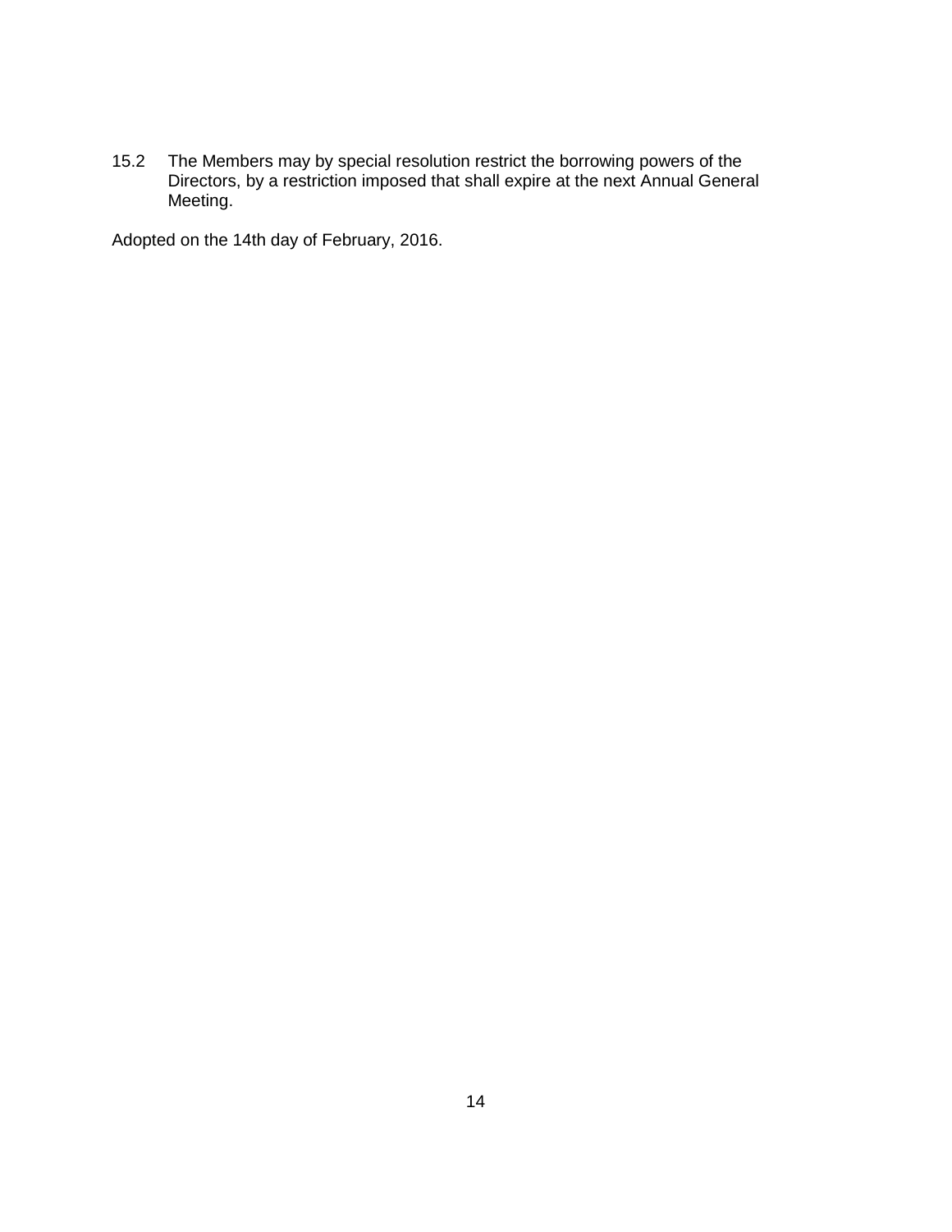15.2 The Members may by special resolution restrict the borrowing powers of the Directors, by a restriction imposed that shall expire at the next Annual General Meeting.

Adopted on the 14th day of February, 2016.